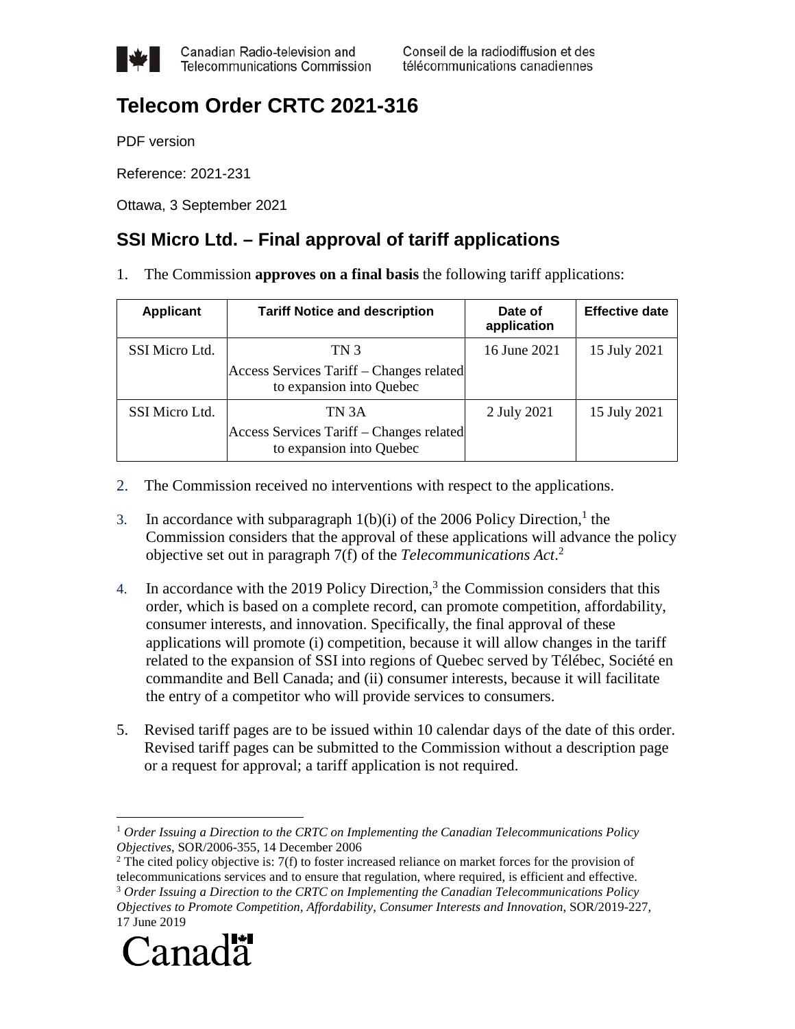Canadian Radio-television and Telecommunications Commission

Conseil de la radiodiffusion et des télécommunications canadiennes

# Telecom Order CRTC 2021-316

PDF version

Reference: 2021-231

Ottawa, 3 September 2021

## SSI Micro Ltd. – Final approval of tariff applications

1. The Commission **approves on a final basis** the following tariff applications:

| Applicant | Tariff Notice and description | Date of application | Effective date |
|---|---|---|---|
| SSI Micro Ltd. | TN 3<br>Access Services Tariff – Changes related to expansion into Quebec | 16 June 2021 | 15 July 2021 |
| SSI Micro Ltd. | TN 3A<br>Access Services Tariff – Changes related to expansion into Quebec | 2 July 2021 | 15 July 2021 |

2. The Commission received no interventions with respect to the applications.

3. In accordance with subparagraph 1(b)(i) of the 2006 Policy Direction,[1] the Commission considers that the approval of these applications will advance the policy objective set out in paragraph 7(f) of the *Telecommunications Act*.[2]

4. In accordance with the 2019 Policy Direction,[3] the Commission considers that this order, which is based on a complete record, can promote competition, affordability, consumer interests, and innovation. Specifically, the final approval of these applications will promote (i) competition, because it will allow changes in the tariff related to the expansion of SSI into regions of Quebec served by Télébec, Société en commandite and Bell Canada; and (ii) consumer interests, because it will facilitate the entry of a competitor who will provide services to consumers.

5. Revised tariff pages are to be issued within 10 calendar days of the date of this order. Revised tariff pages can be submitted to the Commission without a description page or a request for approval; a tariff application is not required.

---

[1] *Order Issuing a Direction to the CRTC on Implementing the Canadian Telecommunications Policy Objectives*, SOR/2006-355, 14 December 2006

[2] The cited policy objective is: 7(f) to foster increased reliance on market forces for the provision of telecommunications services and to ensure that regulation, where required, is efficient and effective.

[3] *Order Issuing a Direction to the CRTC on Implementing the Canadian Telecommunications Policy Objectives to Promote Competition, Affordability, Consumer Interests and Innovation*, SOR/2019-227, 17 June 2019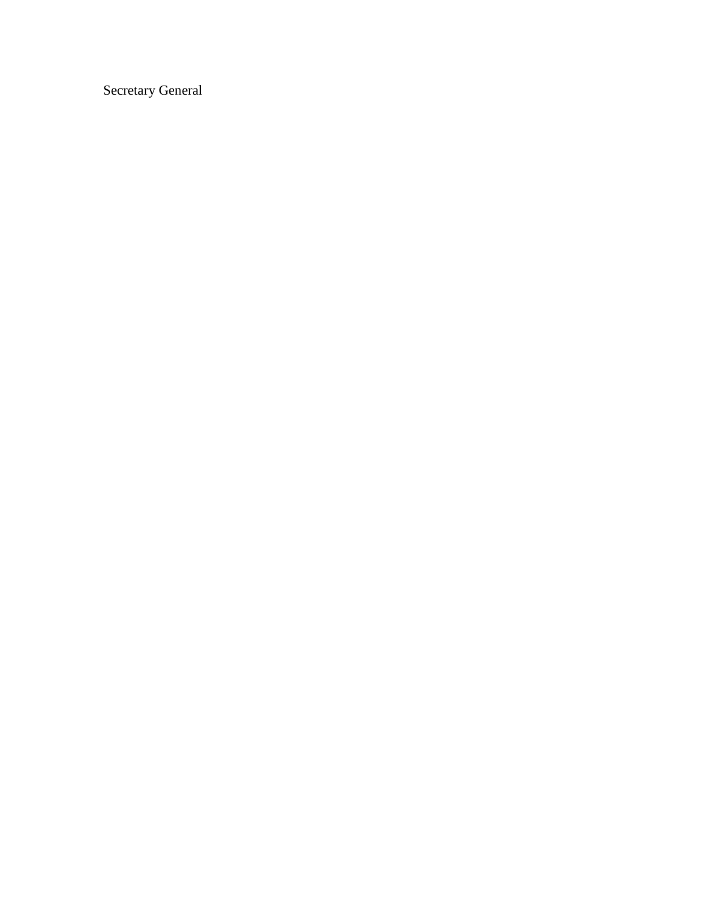Secretary General